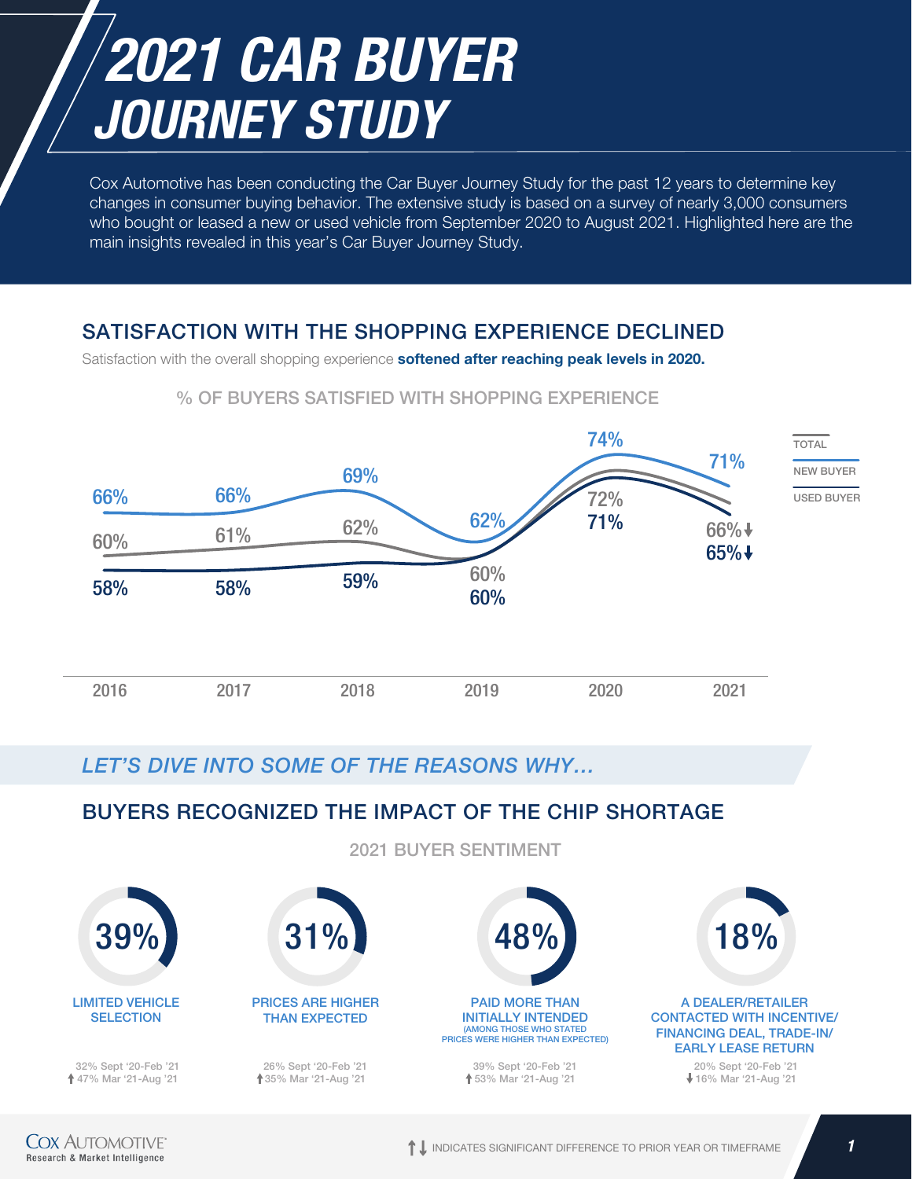# 2021 CAR BUYER JOURNEY STUDY

Cox Automotive has been conducting the Car Buyer Journey Study for the past 12 years to determine key changes in consumer buying behavior. The extensive study is based on a survey of nearly 3,000 consumers who bought or leased a new or used vehicle from September 2020 to August 2021. Highlighted here are the main insights revealed in this year's Car Buyer Journey Study.

## SATISFACTION WITH THE SHOPPING EXPERIENCE DECLINED

Satisfaction with the overall shopping experience **softened after reaching peak levels in 2020.**

### % OF BUYERS SATISFIED WITH SHOPPING EXPERIENCE

| | 2016 | 2017 | 2018 | 2019 | 2020 | 2021 |
|---|---|---|---|---|---|---|
| TOTAL | 60% | 61% | 62% | 60% | 72% | 66% ↓ |
| NEW BUYER | 66% | 66% | 69% | 62% | 74% | 71% |
| USED BUYER | 58% | 58% | 59% | 60% | 71% | 65% ↓ |

*LET'S DIVE INTO SOME OF THE REASONS WHY...*

## BUYERS RECOGNIZED THE IMPACT OF THE CHIP SHORTAGE

### 2021 BUYER SENTIMENT

**39%** LIMITED VEHICLE SELECTION
32% Sept '20-Feb '21
↑ 47% Mar '21-Aug '21

**31%** PRICES ARE HIGHER THAN EXPECTED
26% Sept '20-Feb '21
↑ 35% Mar '21-Aug '21

**48%** PAID MORE THAN INITIALLY INTENDED (AMONG THOSE WHO STATED PRICES WERE HIGHER THAN EXPECTED)
39% Sept '20-Feb '21
↑ 53% Mar '21-Aug '21

**18%** A DEALER/RETAILER CONTACTED WITH INCENTIVE/ FINANCING DEAL, TRADE-IN/ EARLY LEASE RETURN
20% Sept '20-Feb '21
↓ 16% Mar '21-Aug '21

↑↓ INDICATES SIGNIFICANT DIFFERENCE TO PRIOR YEAR OR TIMEFRAME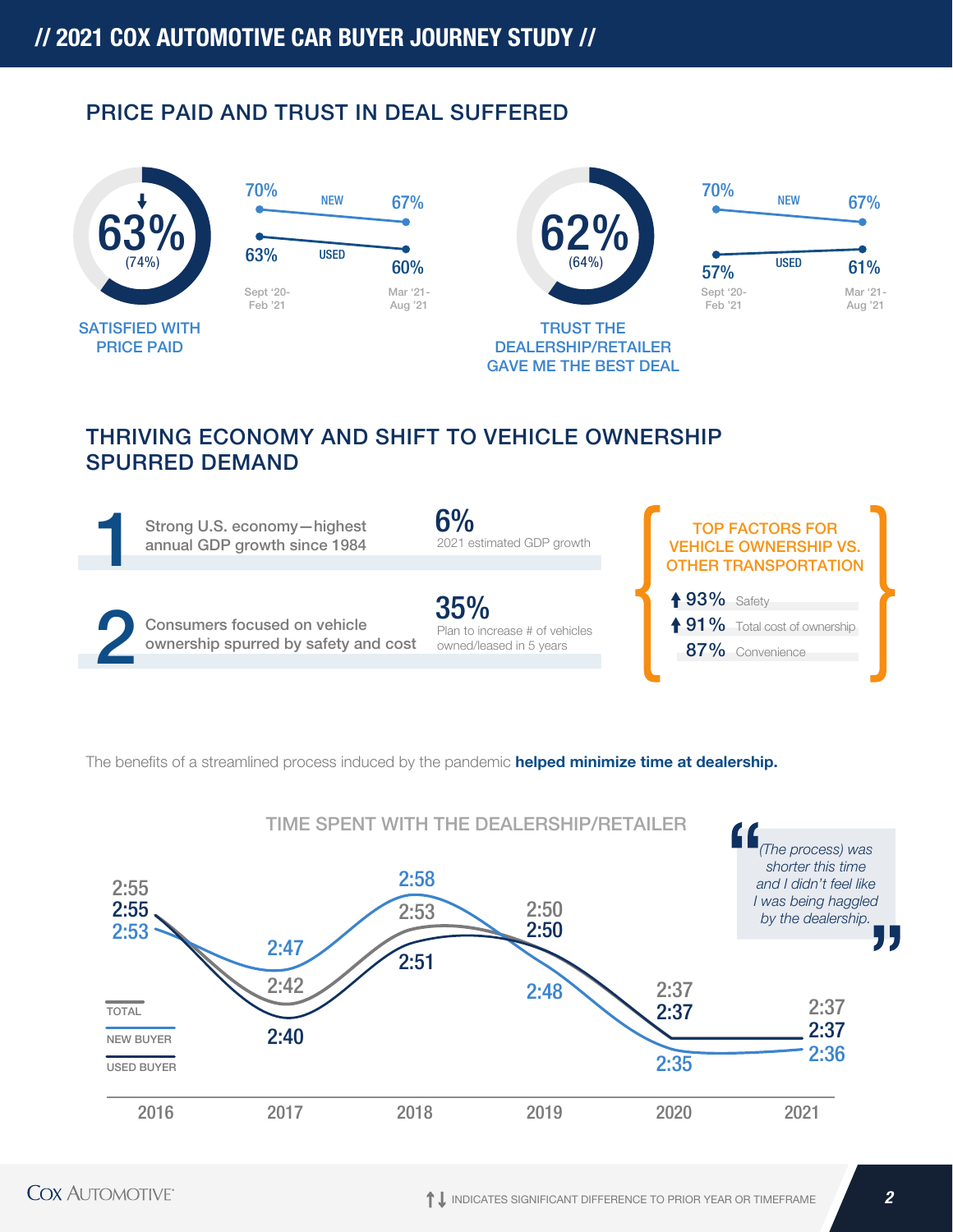## PRICE PAID AND TRUST IN DEAL SUFFERED

**63%** ↓ (74%)

SATISFIED WITH PRICE PAID

| | Sept '20-Feb '21 | Mar '21-Aug '21 |
|---|---|---|
| NEW | 70% | 67% |
| USED | 63% | 60% |

**62%** (64%)

TRUST THE DEALERSHIP/RETAILER GAVE ME THE BEST DEAL

| | Sept '20-Feb '21 | Mar '21-Aug '21 |
|---|---|---|
| NEW | 70% | 67% |
| USED | 57% | 61% |

## THRIVING ECONOMY AND SHIFT TO VEHICLE OWNERSHIP SPURRED DEMAND

**1** Strong U.S. economy—highest annual GDP growth since 1984

**6%** 2021 estimated GDP growth

**2** Consumers focused on vehicle ownership spurred by safety and cost

**35%** Plan to increase # of vehicles owned/leased in 5 years

**TOP FACTORS FOR VEHICLE OWNERSHIP VS. OTHER TRANSPORTATION**

- ↑ 93% Safety
- ↑ 91% Total cost of ownership
- 87% Convenience

The benefits of a streamlined process induced by the pandemic **helped minimize time at dealership.**

### TIME SPENT WITH THE DEALERSHIP/RETAILER

| | 2016 | 2017 | 2018 | 2019 | 2020 | 2021 |
|---|---|---|---|---|---|---|
| TOTAL | 2:55 | 2:42 | 2:53 | 2:50 | 2:37 | 2:37 |
| NEW BUYER | 2:53 | 2:47 | 2:58 | 2:48 | 2:35 | 2:36 |
| USED BUYER | 2:55 | 2:40 | 2:51 | 2:50 | 2:37 | 2:37 |

*"(The process) was shorter this time and I didn't feel like I was being haggled by the dealership."*

↑↓ INDICATES SIGNIFICANT DIFFERENCE TO PRIOR YEAR OR TIMEFRAME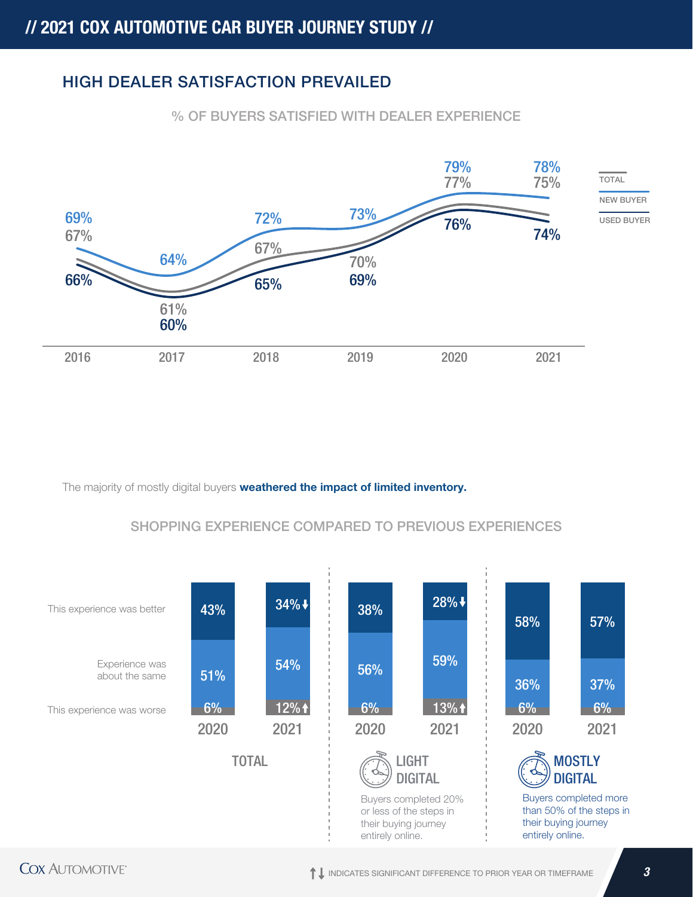## HIGH DEALER SATISFACTION PREVAILED

### % OF BUYERS SATISFIED WITH DEALER EXPERIENCE

| | 2016 | 2017 | 2018 | 2019 | 2020 | 2021 |
|---|---|---|---|---|---|---|
| TOTAL | 67% | 61% | 67% | 70% | 77% | 75% |
| NEW BUYER | 69% | 64% | 72% | 73% | 79% | 78% |
| USED BUYER | 66% | 60% | 65% | 69% | 76% | 74% |

The majority of mostly digital buyers **weathered the impact of limited inventory.**

### SHOPPING EXPERIENCE COMPARED TO PREVIOUS EXPERIENCES

| | TOTAL 2020 | TOTAL 2021 | LIGHT DIGITAL 2020 | LIGHT DIGITAL 2021 | MOSTLY DIGITAL 2020 | MOSTLY DIGITAL 2021 |
|---|---|---|---|---|---|---|
| This experience was better | 43% | 34%↓ | 38% | 28%↓ | 58% | 57% |
| Experience was about the same | 51% | 54% | 56% | 59% | 36% | 37% |
| This experience was worse | 6% | 12%↑ | 6% | 13%↑ | 6% | 6% |

**LIGHT DIGITAL**: Buyers completed 20% or less of the steps in their buying journey entirely online.

**MOSTLY DIGITAL**: Buyers completed more than 50% of the steps in their buying journey entirely online.

↑↓ INDICATES SIGNIFICANT DIFFERENCE TO PRIOR YEAR OR TIMEFRAME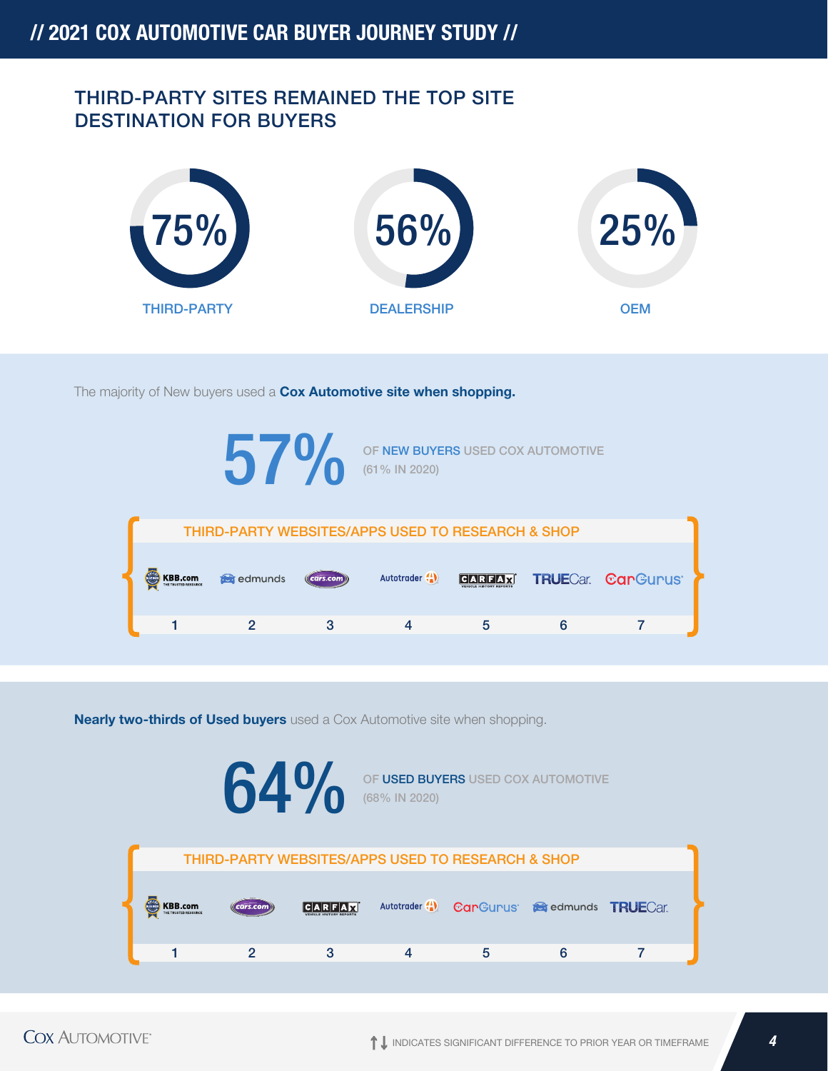# THIRD-PARTY SITES REMAINED THE TOP SITE DESTINATION FOR BUYERS

| THIRD-PARTY | DEALERSHIP | OEM |
|---|---|---|
| 75% | 56% | 25% |

The majority of New buyers used a **Cox Automotive site when shopping.**

**57%** OF NEW BUYERS USED COX AUTOMOTIVE (61% IN 2020)

**THIRD-PARTY WEBSITES/APPS USED TO RESEARCH & SHOP**

| 1 | 2 | 3 | 4 | 5 | 6 | 7 |
|---|---|---|---|---|---|---|
| KBB.com | edmunds | cars.com | Autotrader | CARFAX | TRUECar | CarGurus |

**Nearly two-thirds of Used buyers** used a Cox Automotive site when shopping.

**64%** OF USED BUYERS USED COX AUTOMOTIVE (68% IN 2020)

**THIRD-PARTY WEBSITES/APPS USED TO RESEARCH & SHOP**

| 1 | 2 | 3 | 4 | 5 | 6 | 7 |
|---|---|---|---|---|---|---|
| KBB.com | cars.com | CARFAX | Autotrader | CarGurus | edmunds | TRUECar |

↑↓ INDICATES SIGNIFICANT DIFFERENCE TO PRIOR YEAR OR TIMEFRAME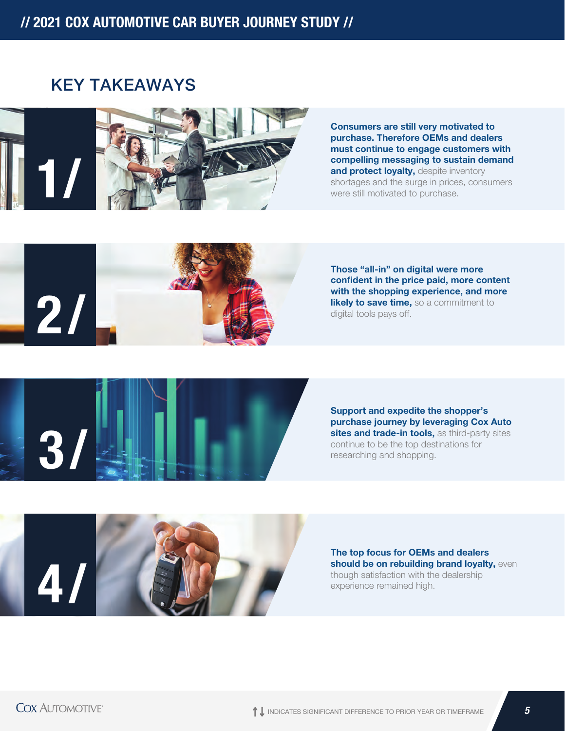## KEY TAKEAWAYS

**1/**

**Consumers are still very motivated to purchase. Therefore OEMs and dealers must continue to engage customers with compelling messaging to sustain demand and protect loyalty,** despite inventory shortages and the surge in prices, consumers were still motivated to purchase.

**2/**

**Those "all-in" on digital were more confident in the price paid, more content with the shopping experience, and more likely to save time,** so a commitment to digital tools pays off.

**3/**

**Support and expedite the shopper's purchase journey by leveraging Cox Auto sites and trade-in tools,** as third-party sites continue to be the top destinations for researching and shopping.

**4/**

**The top focus for OEMs and dealers should be on rebuilding brand loyalty,** even though satisfaction with the dealership experience remained high.

↑↓ INDICATES SIGNIFICANT DIFFERENCE TO PRIOR YEAR OR TIMEFRAME